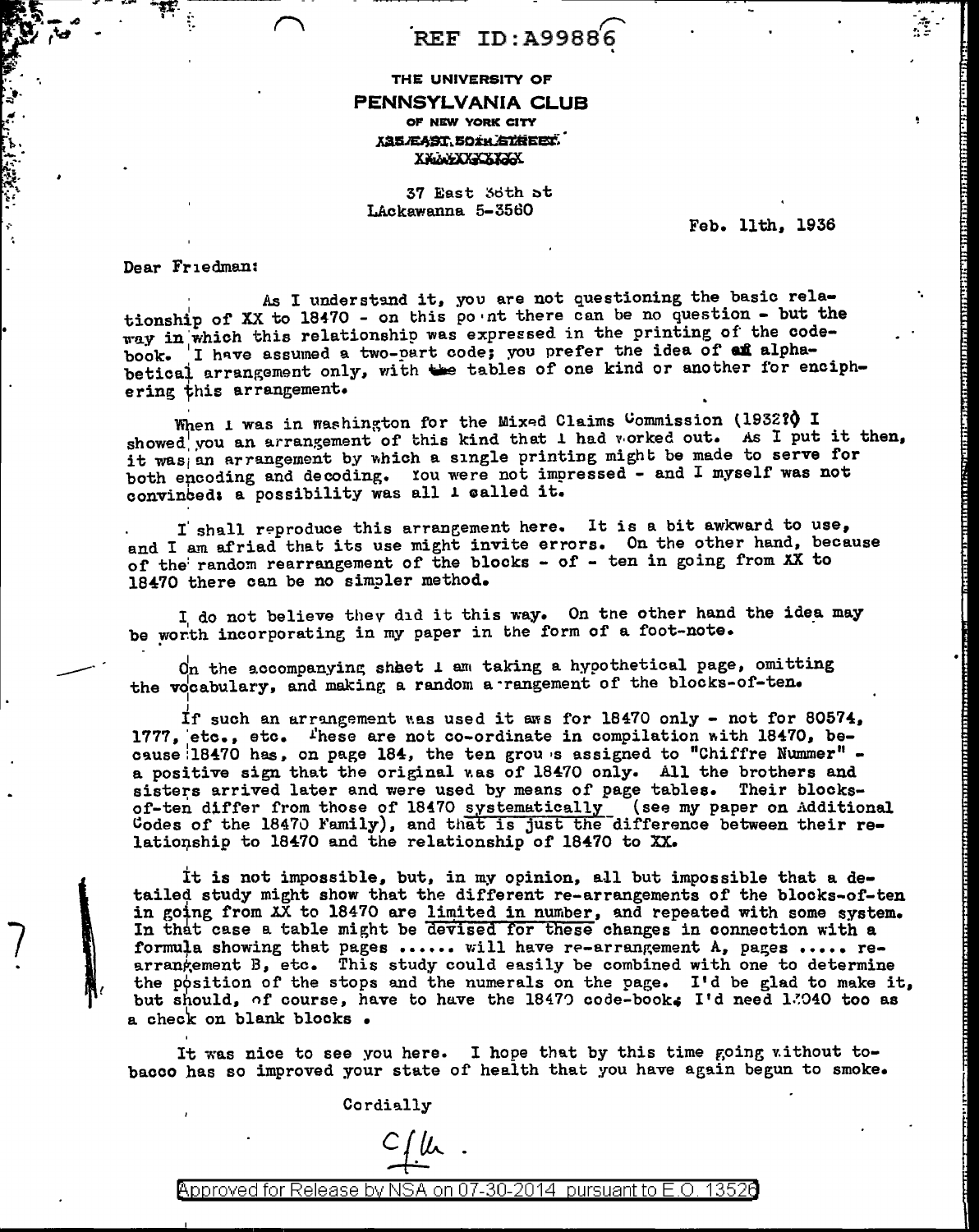REF ID:A99886

THE UNIVERSITY OF
**PENNSYLVANIA CLUB**
OF NEW YORK CITY
~~135 EAST 50th STREET~~
~~XXXXXXXXXXX~~

37 East 36th St
LAckawanna 5-3560

Feb. 11th, 1936

Dear Friedman:

As I understand it, you are not questioning the basic relationship of XX to 18470 - on this point there can be no question - but the way in which this relationship was expressed in the printing of the codebook. I have assumed a two-part code; you prefer the idea of ~~an~~ alphabetical arrangement only, with the tables of one kind or another for enciphering this arrangement.

When I was in Washington for the Mixed Claims Commission (1932?) I showed you an arrangement of this kind that I had worked out. As I put it then, it was an arrangement by which a single printing might be made to serve for both encoding and decoding. You were not impressed - and I myself was not convinced: a possibility was all I called it.

I shall reproduce this arrangement here. It is a bit awkward to use, and I am afriad that its use might invite errors. On the other hand, because of the random rearrangement of the blocks - of - ten in going from XX to 18470 there can be no simpler method.

I do not believe they did it this way. On the other hand the idea may be worth incorporating in my paper in the form of a foot-note.

On the accompanying sheet I am taking a hypothetical page, omitting the vocabulary, and making a random arrangement of the blocks-of-ten.

If such an arrangement was used it was for 18470 only - not for 80574, 1777, etc., etc. These are not co-ordinate in compilation with 18470, because 18470 has, on page 184, the ten groups assigned to "Chiffre Nummer" - a positive sign that the original was of 18470 only. All the brothers and sisters arrived later and were used by means of page tables. Their blocks-of-ten differ from those of 18470 <u>systematically</u> (see my paper on Additional Codes of the 18470 Family), and <u>that is just the</u> difference between their relationship to 18470 and the relationship of 18470 to XX.

It is not impossible, but, in my opinion, all but impossible that a detailed study might show that the different re-arrangements of the blocks-of-ten in going from XX to 18470 are <u>limited in number</u>, and repeated with some system. In that case a table might be <u>devised for these</u> changes in connection with a formula showing that pages ...... will have re-arrangement A, pages ..... re-arrangement B, etc. This study could easily be combined with one to determine the position of the stops and the numerals on the page. I'd be glad to make it, but should, of course, have to have the 18470 code-book. I'd need 13040 too as a check on blank blocks .

It was nice to see you here. I hope that by this time going without tobacco has so improved your state of health that you have again begun to smoke.

Cordially

C f h .

Approved for Release by NSA on 07-30-2014 pursuant to E.O. 13526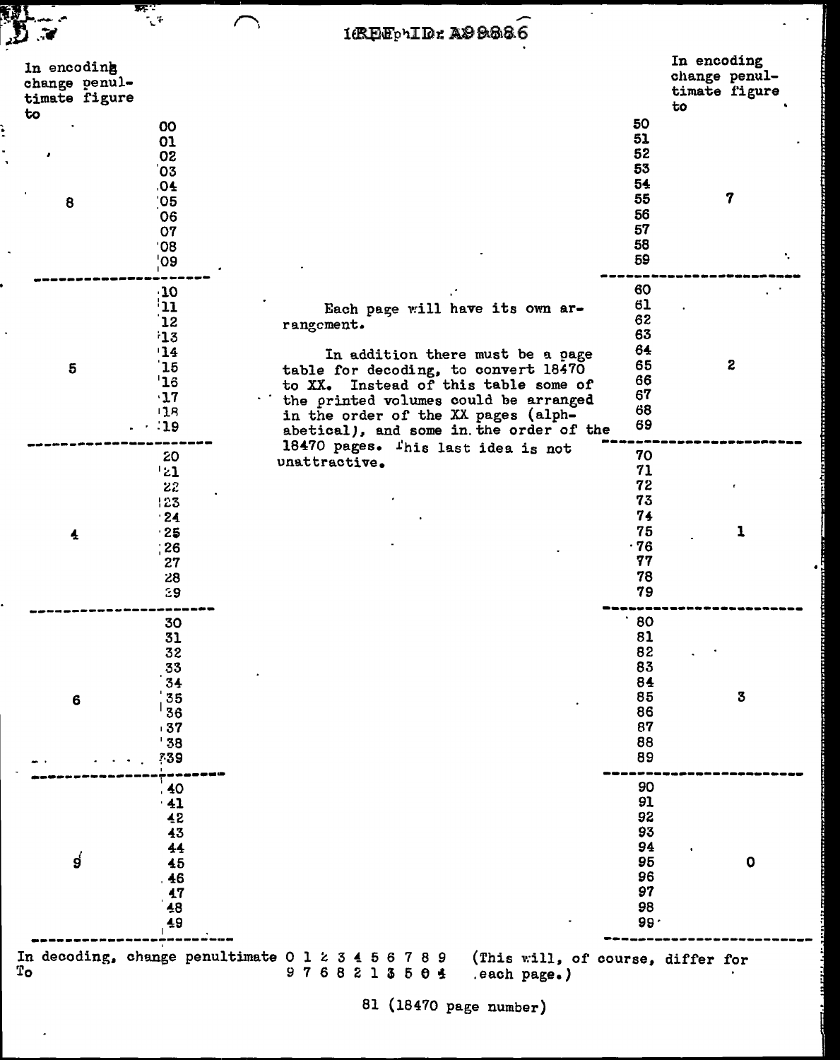REF ID: A99886

| In encoding change penultimate figure to | | |
|---|---|---|
| 8 | 00 01 02 03 04 05 06 07 08 09 | |
| 5 | 10 11 12 13 14 15 16 17 18 19 | |
| 4 | 20 21 22 23 24 25 26 27 28 29 | |
| 6 | 30 31 32 33 34 35 36 37 38 39 | |
| 9 | 40 41 42 43 44 45 46 47 48 49 | |

| | In encoding change penultimate figure to |
|---|---|
| 50 51 52 53 54 55 56 57 58 59 | 7 |
| 60 61 62 63 64 65 66 67 68 69 | 2 |
| 70 71 72 73 74 75 76 77 78 79 | 1 |
| 80 81 82 83 84 85 86 87 88 89 | 3 |
| 90 91 92 93 94 95 96 97 98 99 | 0 |

Each page will have its own arrangement.

In addition there must be a page table for decoding, to convert 18470 to XX. Instead of this table some of the printed volumes could be arranged in the order of the XX pages (alphabetical), and some in the order of the 18470 pages. This last idea is not unattractive.

| In decoding, change penultimate | 0 | 1 | 2 | 3 | 4 | 5 | 6 | 7 | 8 | 9 |
|---|---|---|---|---|---|---|---|---|---|---|
| To | 9 | 7 | 6 | 8 | 2 | 1 | 3 | 5 | 0 | 4 |

(This will, of course, differ for each page.)

81 (18470 page number)